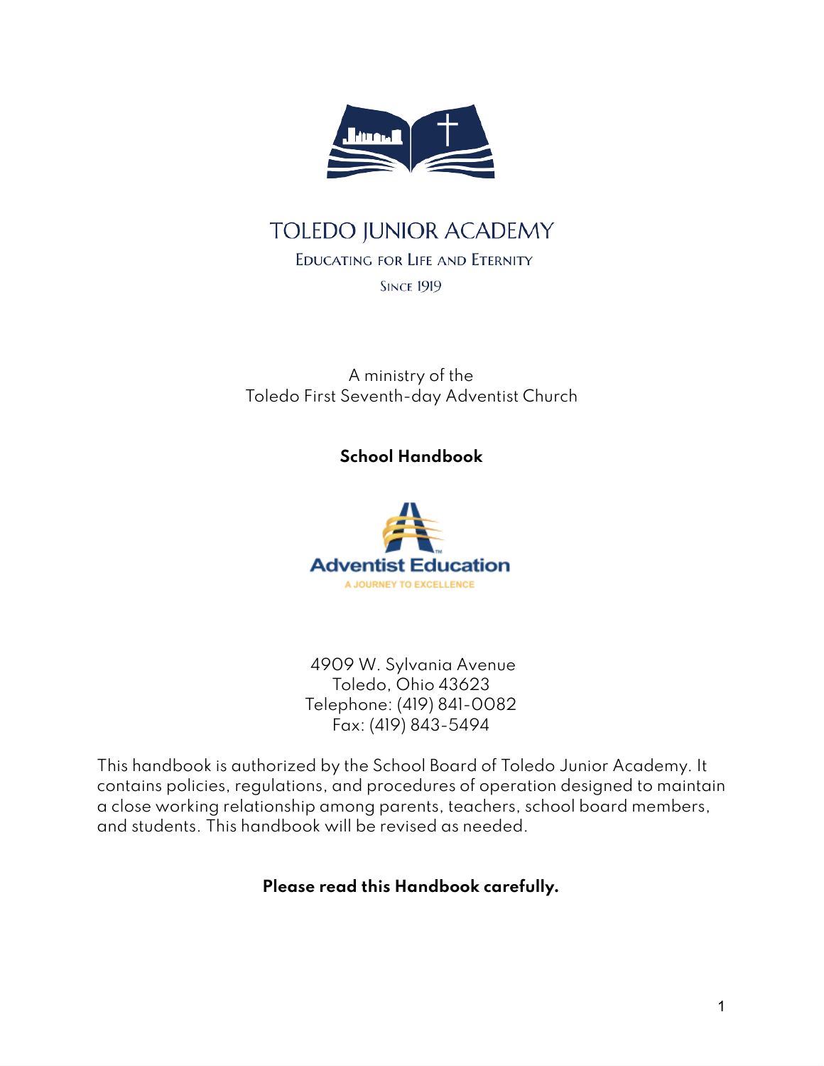# TOLEDO JUNIOR ACADEMY

EDUCATING FOR LIFE AND ETERNITY

SINCE 1919

A ministry of the
Toledo First Seventh-day Adventist Church

**School Handbook**

Adventist Education
A JOURNEY TO EXCELLENCE

4909 W. Sylvania Avenue
Toledo, Ohio 43623
Telephone: (419) 841-0082
Fax: (419) 843-5494

This handbook is authorized by the School Board of Toledo Junior Academy. It contains policies, regulations, and procedures of operation designed to maintain a close working relationship among parents, teachers, school board members, and students. This handbook will be revised as needed.

**Please read this Handbook carefully.**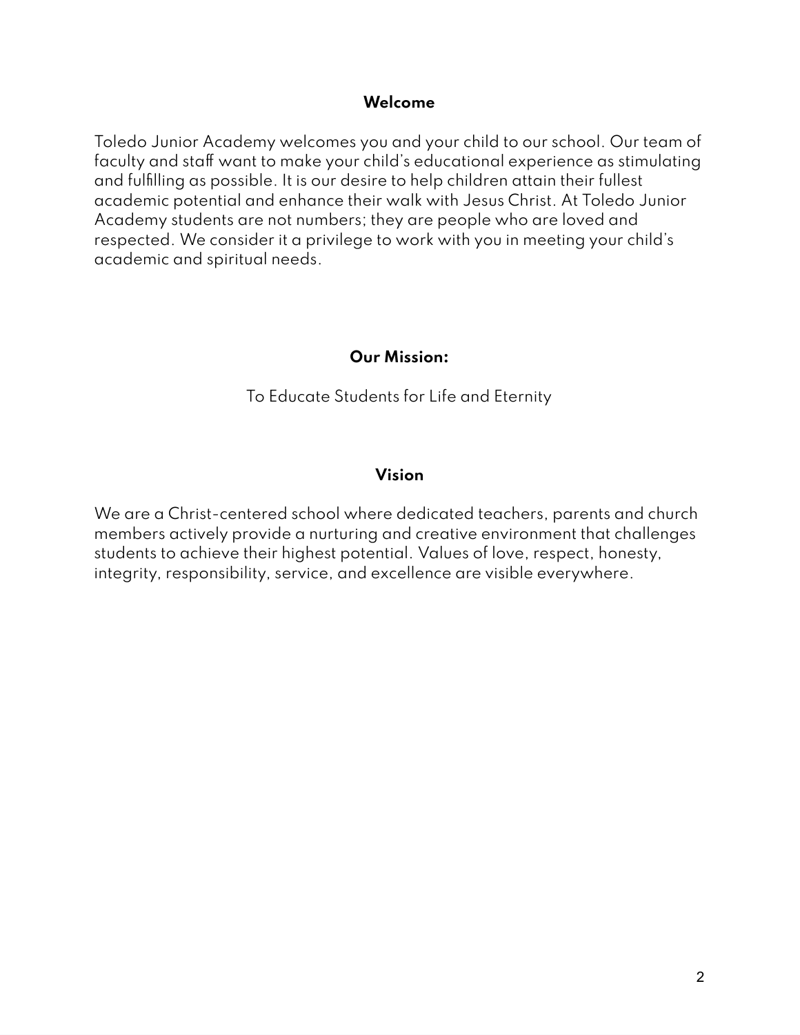## Welcome

Toledo Junior Academy welcomes you and your child to our school. Our team of faculty and staff want to make your child's educational experience as stimulating and fulfilling as possible. It is our desire to help children attain their fullest academic potential and enhance their walk with Jesus Christ. At Toledo Junior Academy students are not numbers; they are people who are loved and respected. We consider it a privilege to work with you in meeting your child's academic and spiritual needs.

## Our Mission:

To Educate Students for Life and Eternity

## Vision

We are a Christ-centered school where dedicated teachers, parents and church members actively provide a nurturing and creative environment that challenges students to achieve their highest potential. Values of love, respect, honesty, integrity, responsibility, service, and excellence are visible everywhere.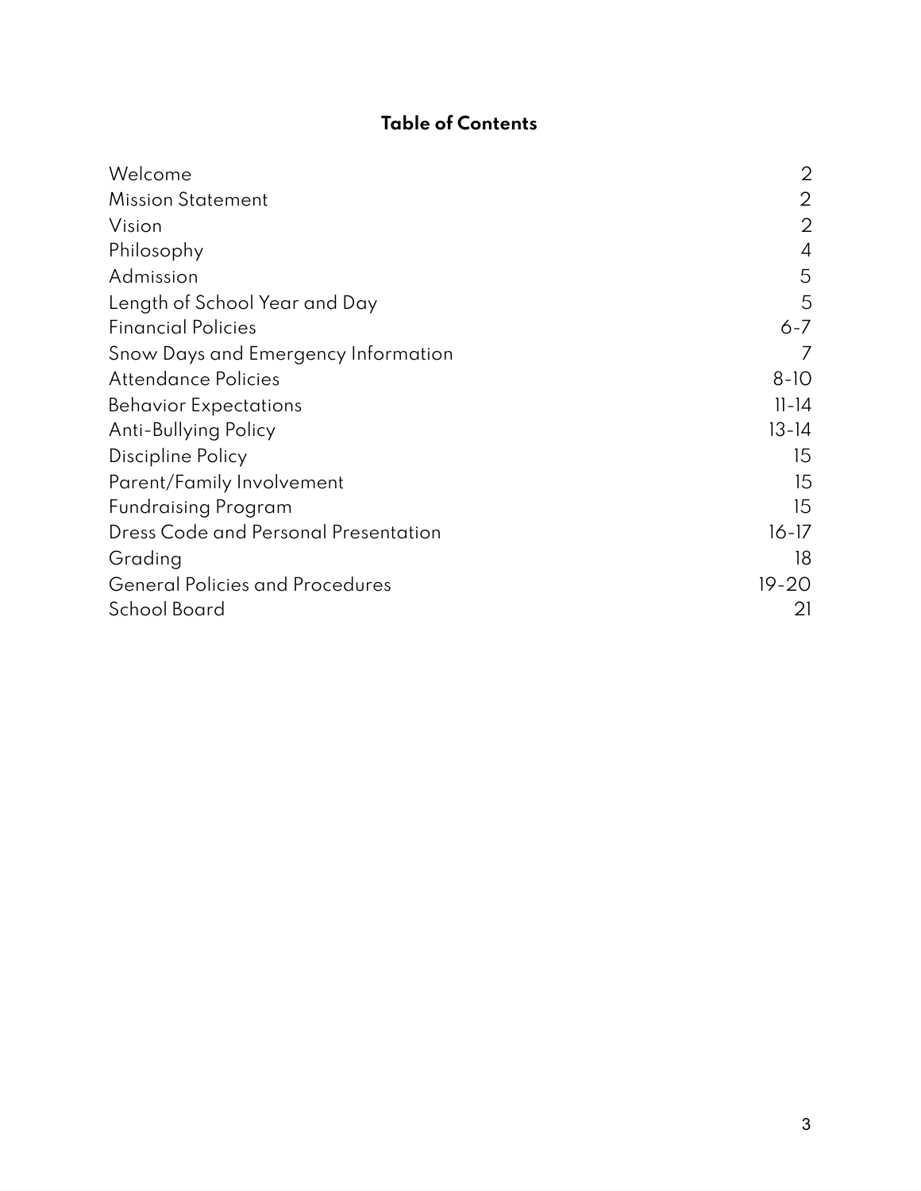# Table of Contents

| | |
|---|---|
| Welcome | 2 |
| Mission Statement | 2 |
| Vision | 2 |
| Philosophy | 4 |
| Admission | 5 |
| Length of School Year and Day | 5 |
| Financial Policies | 6-7 |
| Snow Days and Emergency Information | 7 |
| Attendance Policies | 8-10 |
| Behavior Expectations | 11-14 |
| Anti-Bullying Policy | 13-14 |
| Discipline Policy | 15 |
| Parent/Family Involvement | 15 |
| Fundraising Program | 15 |
| Dress Code and Personal Presentation | 16-17 |
| Grading | 18 |
| General Policies and Procedures | 19-20 |
| School Board | 21 |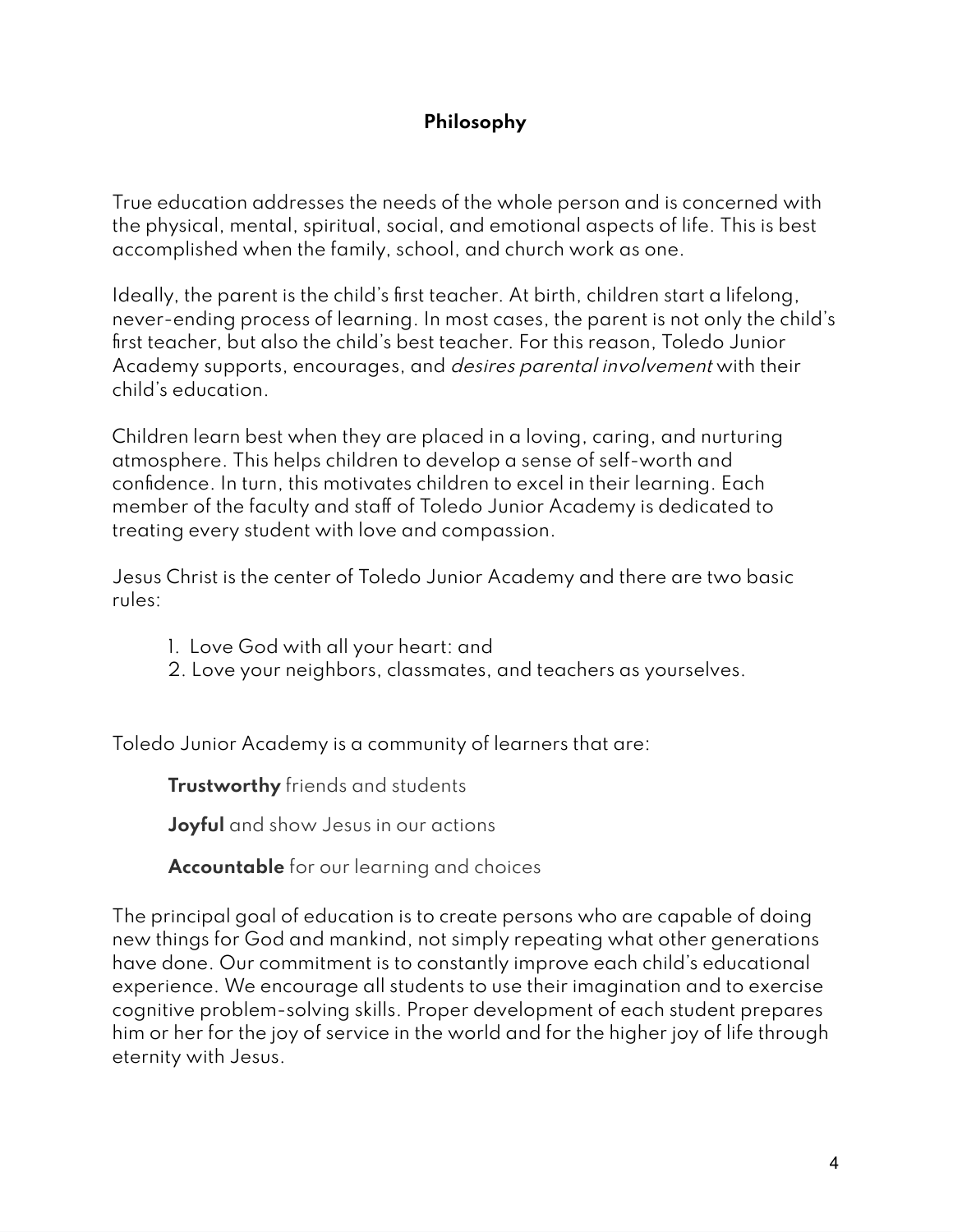# Philosophy

True education addresses the needs of the whole person and is concerned with the physical, mental, spiritual, social, and emotional aspects of life. This is best accomplished when the family, school, and church work as one.

Ideally, the parent is the child's first teacher. At birth, children start a lifelong, never-ending process of learning. In most cases, the parent is not only the child's first teacher, but also the child's best teacher. For this reason, Toledo Junior Academy supports, encourages, and *desires parental involvement* with their child's education.

Children learn best when they are placed in a loving, caring, and nurturing atmosphere. This helps children to develop a sense of self-worth and confidence. In turn, this motivates children to excel in their learning. Each member of the faculty and staff of Toledo Junior Academy is dedicated to treating every student with love and compassion.

Jesus Christ is the center of Toledo Junior Academy and there are two basic rules:

1. Love God with all your heart: and
2. Love your neighbors, classmates, and teachers as yourselves.

Toledo Junior Academy is a community of learners that are:

**Trustworthy** friends and students

**Joyful** and show Jesus in our actions

**Accountable** for our learning and choices

The principal goal of education is to create persons who are capable of doing new things for God and mankind, not simply repeating what other generations have done. Our commitment is to constantly improve each child's educational experience. We encourage all students to use their imagination and to exercise cognitive problem-solving skills. Proper development of each student prepares him or her for the joy of service in the world and for the higher joy of life through eternity with Jesus.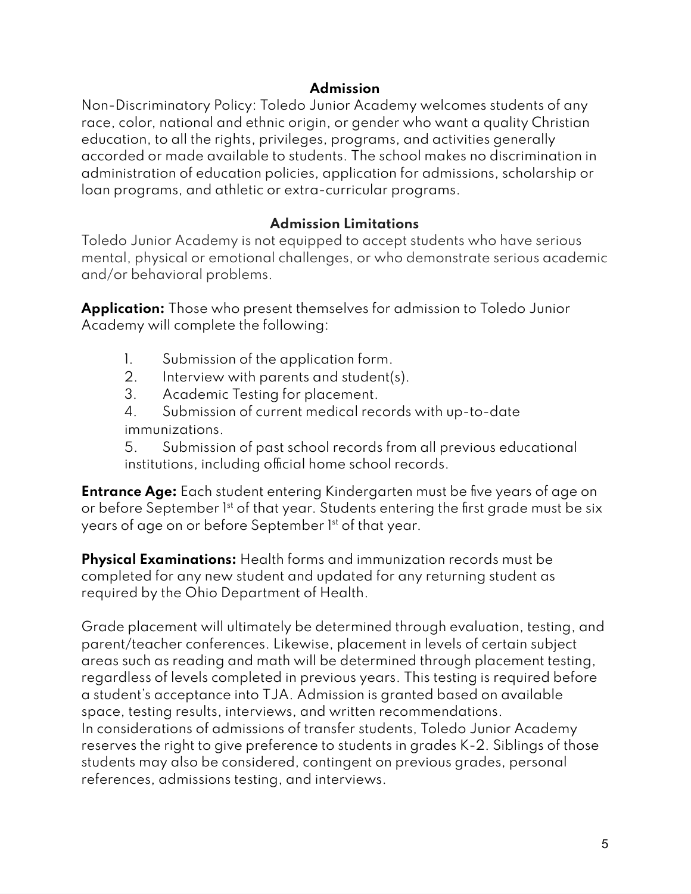## Admission

Non-Discriminatory Policy: Toledo Junior Academy welcomes students of any race, color, national and ethnic origin, or gender who want a quality Christian education, to all the rights, privileges, programs, and activities generally accorded or made available to students. The school makes no discrimination in administration of education policies, application for admissions, scholarship or loan programs, and athletic or extra-curricular programs.

## Admission Limitations

Toledo Junior Academy is not equipped to accept students who have serious mental, physical or emotional challenges, or who demonstrate serious academic and/or behavioral problems.

**Application:** Those who present themselves for admission to Toledo Junior Academy will complete the following:

1. Submission of the application form.
2. Interview with parents and student(s).
3. Academic Testing for placement.
4. Submission of current medical records with up-to-date immunizations.
5. Submission of past school records from all previous educational institutions, including official home school records.

**Entrance Age:** Each student entering Kindergarten must be five years of age on or before September 1st of that year. Students entering the first grade must be six years of age on or before September 1st of that year.

**Physical Examinations:** Health forms and immunization records must be completed for any new student and updated for any returning student as required by the Ohio Department of Health.

Grade placement will ultimately be determined through evaluation, testing, and parent/teacher conferences. Likewise, placement in levels of certain subject areas such as reading and math will be determined through placement testing, regardless of levels completed in previous years. This testing is required before a student's acceptance into TJA. Admission is granted based on available space, testing results, interviews, and written recommendations.
In considerations of admissions of transfer students, Toledo Junior Academy reserves the right to give preference to students in grades K-2. Siblings of those students may also be considered, contingent on previous grades, personal references, admissions testing, and interviews.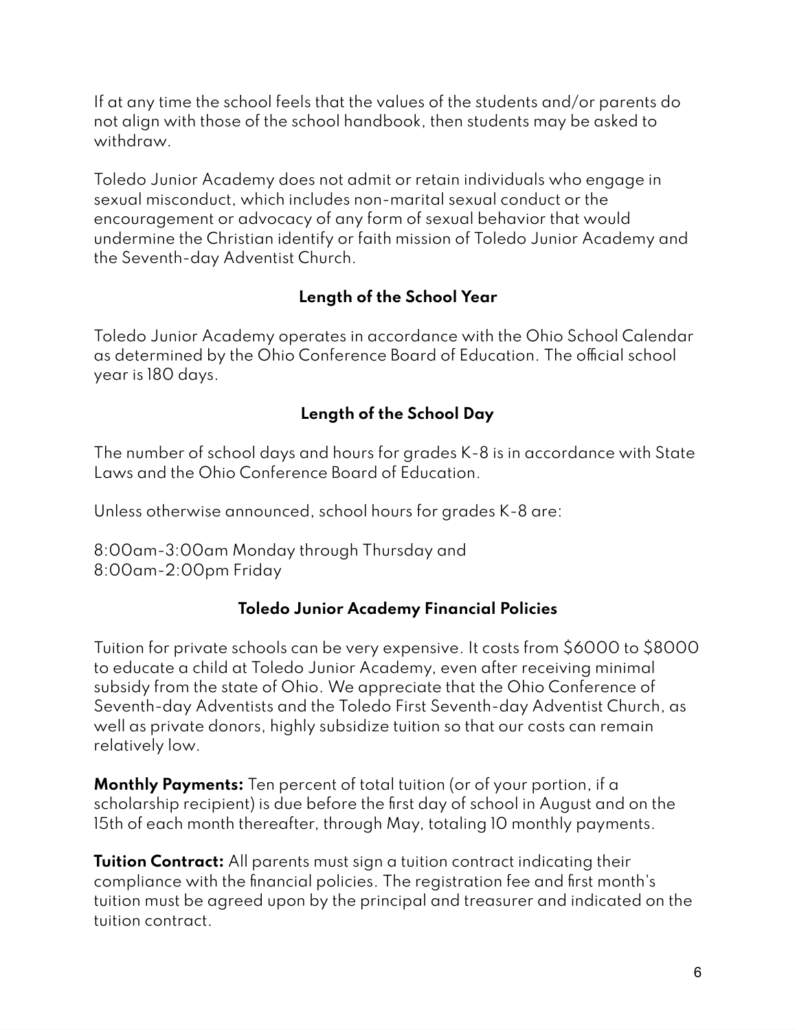If at any time the school feels that the values of the students and/or parents do not align with those of the school handbook, then students may be asked to withdraw.

Toledo Junior Academy does not admit or retain individuals who engage in sexual misconduct, which includes non-marital sexual conduct or the encouragement or advocacy of any form of sexual behavior that would undermine the Christian identify or faith mission of Toledo Junior Academy and the Seventh-day Adventist Church.

## Length of the School Year

Toledo Junior Academy operates in accordance with the Ohio School Calendar as determined by the Ohio Conference Board of Education. The official school year is 180 days.

## Length of the School Day

The number of school days and hours for grades K-8 is in accordance with State Laws and the Ohio Conference Board of Education.

Unless otherwise announced, school hours for grades K-8 are:

8:00am-3:00am Monday through Thursday and
8:00am-2:00pm Friday

## Toledo Junior Academy Financial Policies

Tuition for private schools can be very expensive. It costs from $6000 to $8000 to educate a child at Toledo Junior Academy, even after receiving minimal subsidy from the state of Ohio. We appreciate that the Ohio Conference of Seventh-day Adventists and the Toledo First Seventh-day Adventist Church, as well as private donors, highly subsidize tuition so that our costs can remain relatively low.

**Monthly Payments:** Ten percent of total tuition (or of your portion, if a scholarship recipient) is due before the first day of school in August and on the 15th of each month thereafter, through May, totaling 10 monthly payments.

**Tuition Contract:** All parents must sign a tuition contract indicating their compliance with the financial policies. The registration fee and first month's tuition must be agreed upon by the principal and treasurer and indicated on the tuition contract.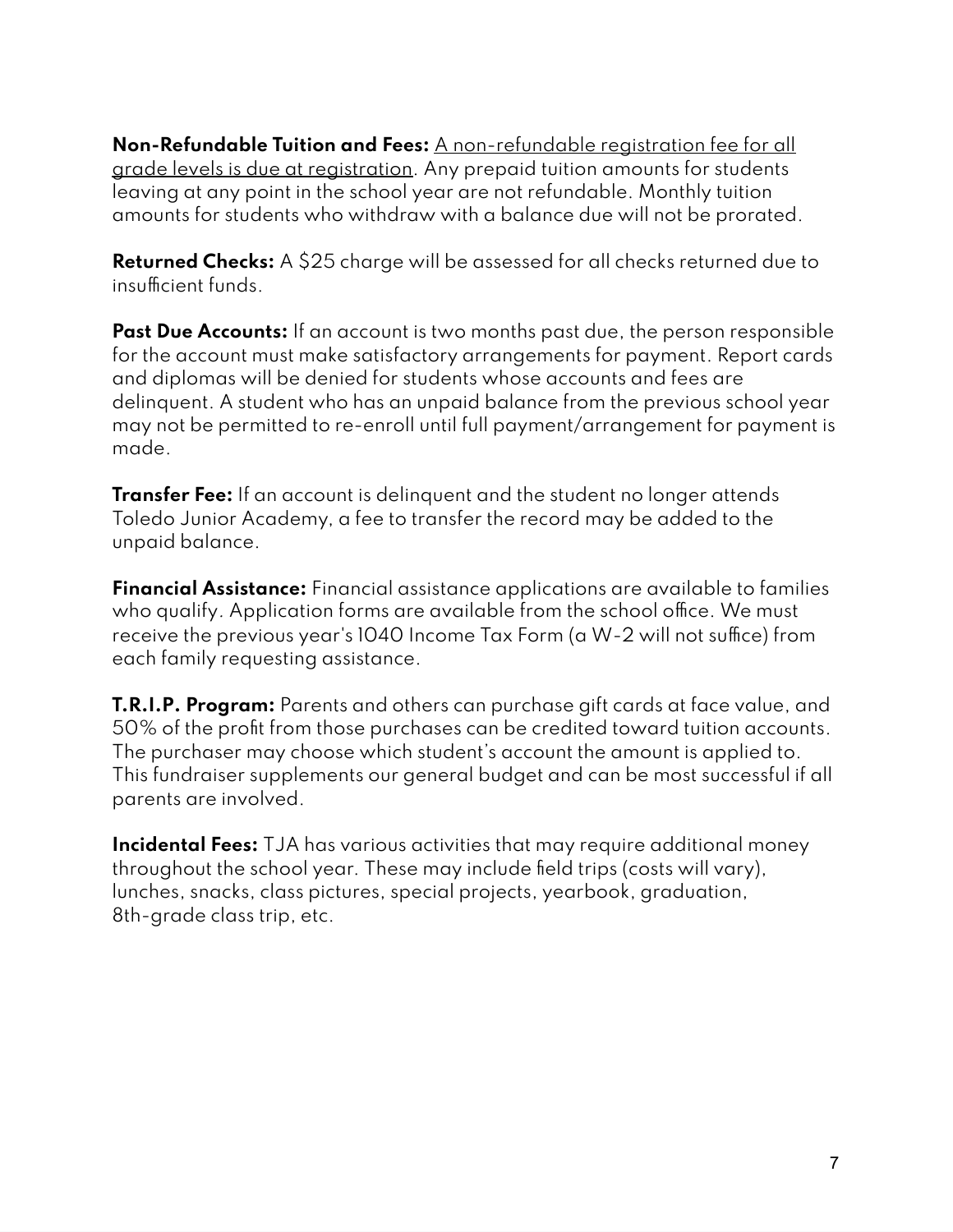**Non-Refundable Tuition and Fees:** <u>A non-refundable registration fee for all grade levels is due at registration</u>. Any prepaid tuition amounts for students leaving at any point in the school year are not refundable. Monthly tuition amounts for students who withdraw with a balance due will not be prorated.

**Returned Checks:** A $25 charge will be assessed for all checks returned due to insufficient funds.

**Past Due Accounts:** If an account is two months past due, the person responsible for the account must make satisfactory arrangements for payment. Report cards and diplomas will be denied for students whose accounts and fees are delinquent. A student who has an unpaid balance from the previous school year may not be permitted to re-enroll until full payment/arrangement for payment is made.

**Transfer Fee:** If an account is delinquent and the student no longer attends Toledo Junior Academy, a fee to transfer the record may be added to the unpaid balance.

**Financial Assistance:** Financial assistance applications are available to families who qualify. Application forms are available from the school office. We must receive the previous year's 1040 Income Tax Form (a W-2 will not suffice) from each family requesting assistance.

**T.R.I.P. Program:** Parents and others can purchase gift cards at face value, and 50% of the profit from those purchases can be credited toward tuition accounts. The purchaser may choose which student's account the amount is applied to. This fundraiser supplements our general budget and can be most successful if all parents are involved.

**Incidental Fees:** TJA has various activities that may require additional money throughout the school year. These may include field trips (costs will vary), lunches, snacks, class pictures, special projects, yearbook, graduation, 8th-grade class trip, etc.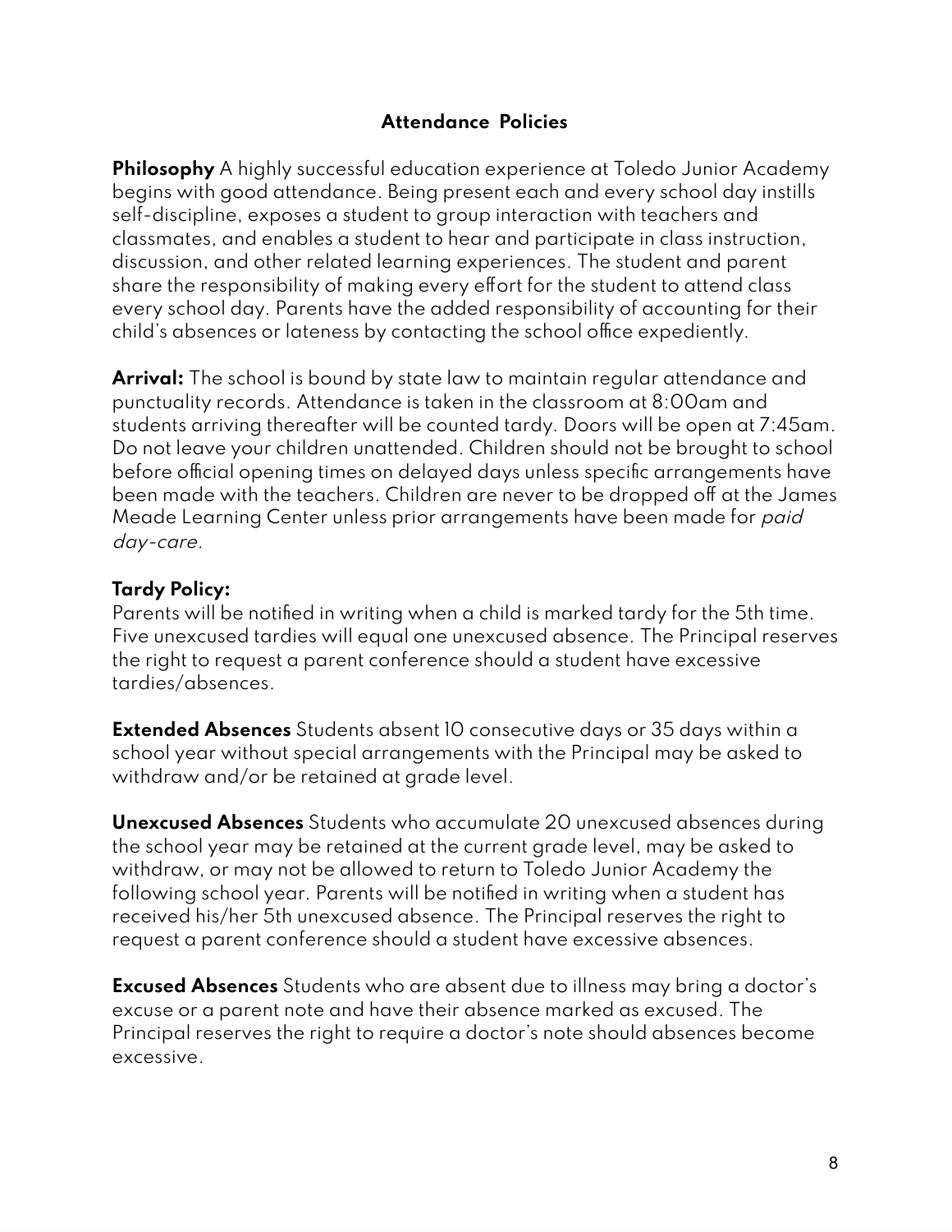## Attendance Policies

**Philosophy** A highly successful education experience at Toledo Junior Academy begins with good attendance. Being present each and every school day instills self-discipline, exposes a student to group interaction with teachers and classmates, and enables a student to hear and participate in class instruction, discussion, and other related learning experiences. The student and parent share the responsibility of making every effort for the student to attend class every school day. Parents have the added responsibility of accounting for their child's absences or lateness by contacting the school office expediently.

**Arrival:** The school is bound by state law to maintain regular attendance and punctuality records. Attendance is taken in the classroom at 8:00am and students arriving thereafter will be counted tardy. Doors will be open at 7:45am. Do not leave your children unattended. Children should not be brought to school before official opening times on delayed days unless specific arrangements have been made with the teachers. Children are never to be dropped off at the James Meade Learning Center unless prior arrangements have been made for *paid day-care*.

**Tardy Policy:**
Parents will be notified in writing when a child is marked tardy for the 5th time. Five unexcused tardies will equal one unexcused absence. The Principal reserves the right to request a parent conference should a student have excessive tardies/absences.

**Extended Absences** Students absent 10 consecutive days or 35 days within a school year without special arrangements with the Principal may be asked to withdraw and/or be retained at grade level.

**Unexcused Absences** Students who accumulate 20 unexcused absences during the school year may be retained at the current grade level, may be asked to withdraw, or may not be allowed to return to Toledo Junior Academy the following school year. Parents will be notified in writing when a student has received his/her 5th unexcused absence. The Principal reserves the right to request a parent conference should a student have excessive absences.

**Excused Absences** Students who are absent due to illness may bring a doctor's excuse or a parent note and have their absence marked as excused. The Principal reserves the right to require a doctor's note should absences become excessive.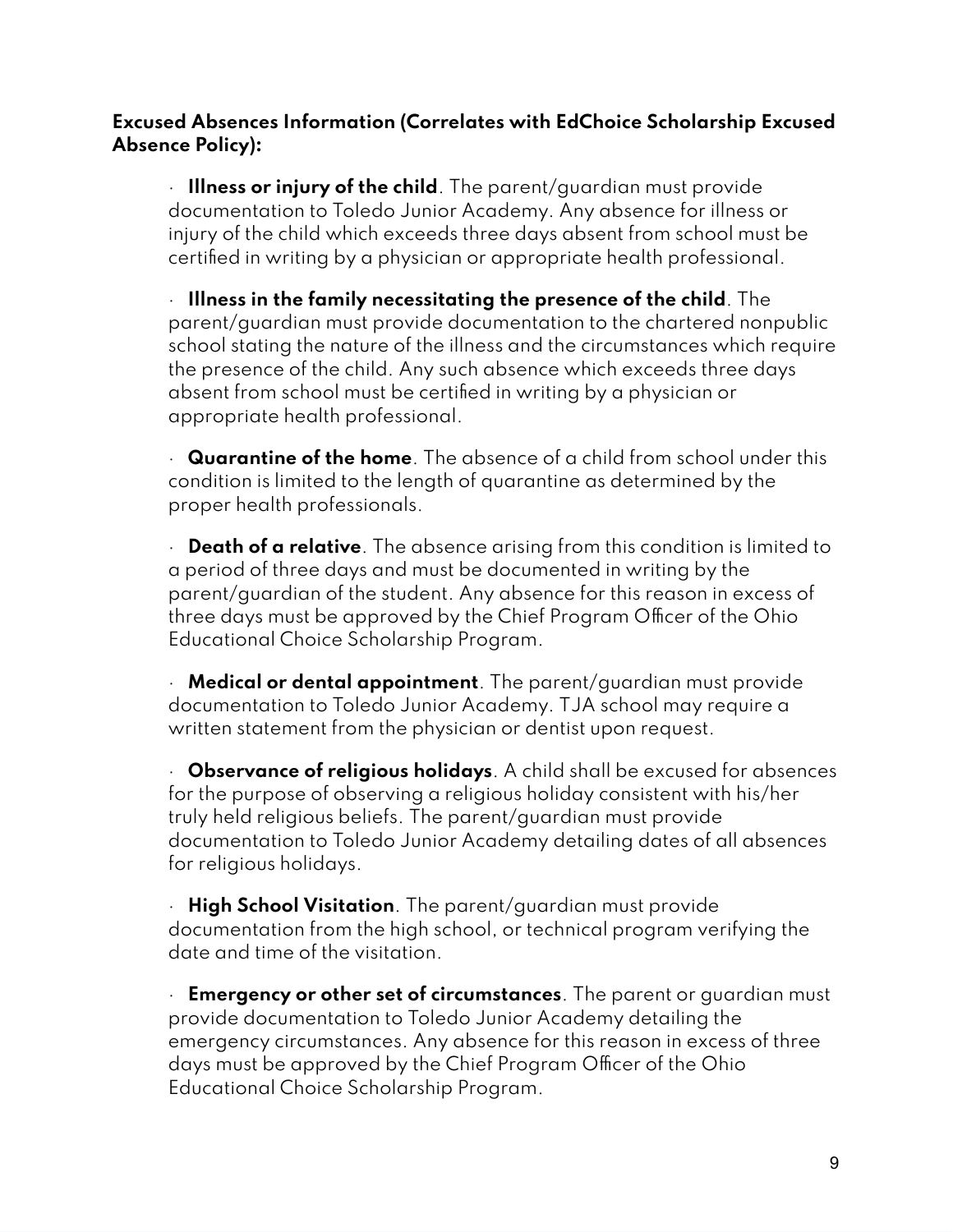**Excused Absences Information (Correlates with EdChoice Scholarship Excused Absence Policy):**

- **Illness or injury of the child**. The parent/guardian must provide documentation to Toledo Junior Academy. Any absence for illness or injury of the child which exceeds three days absent from school must be certified in writing by a physician or appropriate health professional.

- **Illness in the family necessitating the presence of the child**. The parent/guardian must provide documentation to the chartered nonpublic school stating the nature of the illness and the circumstances which require the presence of the child. Any such absence which exceeds three days absent from school must be certified in writing by a physician or appropriate health professional.

- **Quarantine of the home**. The absence of a child from school under this condition is limited to the length of quarantine as determined by the proper health professionals.

- **Death of a relative**. The absence arising from this condition is limited to a period of three days and must be documented in writing by the parent/guardian of the student. Any absence for this reason in excess of three days must be approved by the Chief Program Officer of the Ohio Educational Choice Scholarship Program.

- **Medical or dental appointment**. The parent/guardian must provide documentation to Toledo Junior Academy. TJA school may require a written statement from the physician or dentist upon request.

- **Observance of religious holidays**. A child shall be excused for absences for the purpose of observing a religious holiday consistent with his/her truly held religious beliefs. The parent/guardian must provide documentation to Toledo Junior Academy detailing dates of all absences for religious holidays.

- **High School Visitation**. The parent/guardian must provide documentation from the high school, or technical program verifying the date and time of the visitation.

- **Emergency or other set of circumstances**. The parent or guardian must provide documentation to Toledo Junior Academy detailing the emergency circumstances. Any absence for this reason in excess of three days must be approved by the Chief Program Officer of the Ohio Educational Choice Scholarship Program.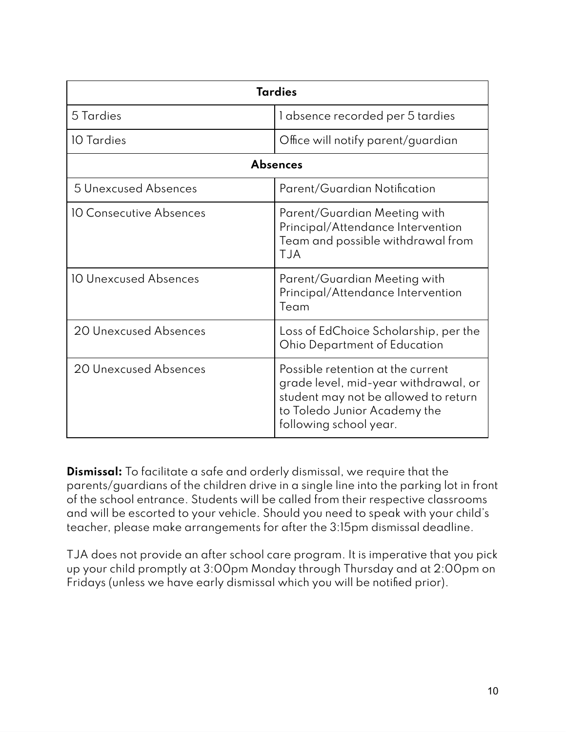| Tardies | |
|---|---|
| 5 Tardies | 1 absence recorded per 5 tardies |
| 10 Tardies | Office will notify parent/guardian |
| **Absences** | |
| 5 Unexcused Absences | Parent/Guardian Notification |
| 10 Consecutive Absences | Parent/Guardian Meeting with Principal/Attendance Intervention Team and possible withdrawal from TJA |
| 10 Unexcused Absences | Parent/Guardian Meeting with Principal/Attendance Intervention Team |
| 20 Unexcused Absences | Loss of EdChoice Scholarship, per the Ohio Department of Education |
| 20 Unexcused Absences | Possible retention at the current grade level, mid-year withdrawal, or student may not be allowed to return to Toledo Junior Academy the following school year. |

**Dismissal:** To facilitate a safe and orderly dismissal, we require that the parents/guardians of the children drive in a single line into the parking lot in front of the school entrance. Students will be called from their respective classrooms and will be escorted to your vehicle. Should you need to speak with your child's teacher, please make arrangements for after the 3:15pm dismissal deadline.

TJA does not provide an after school care program. It is imperative that you pick up your child promptly at 3:00pm Monday through Thursday and at 2:00pm on Fridays (unless we have early dismissal which you will be notified prior).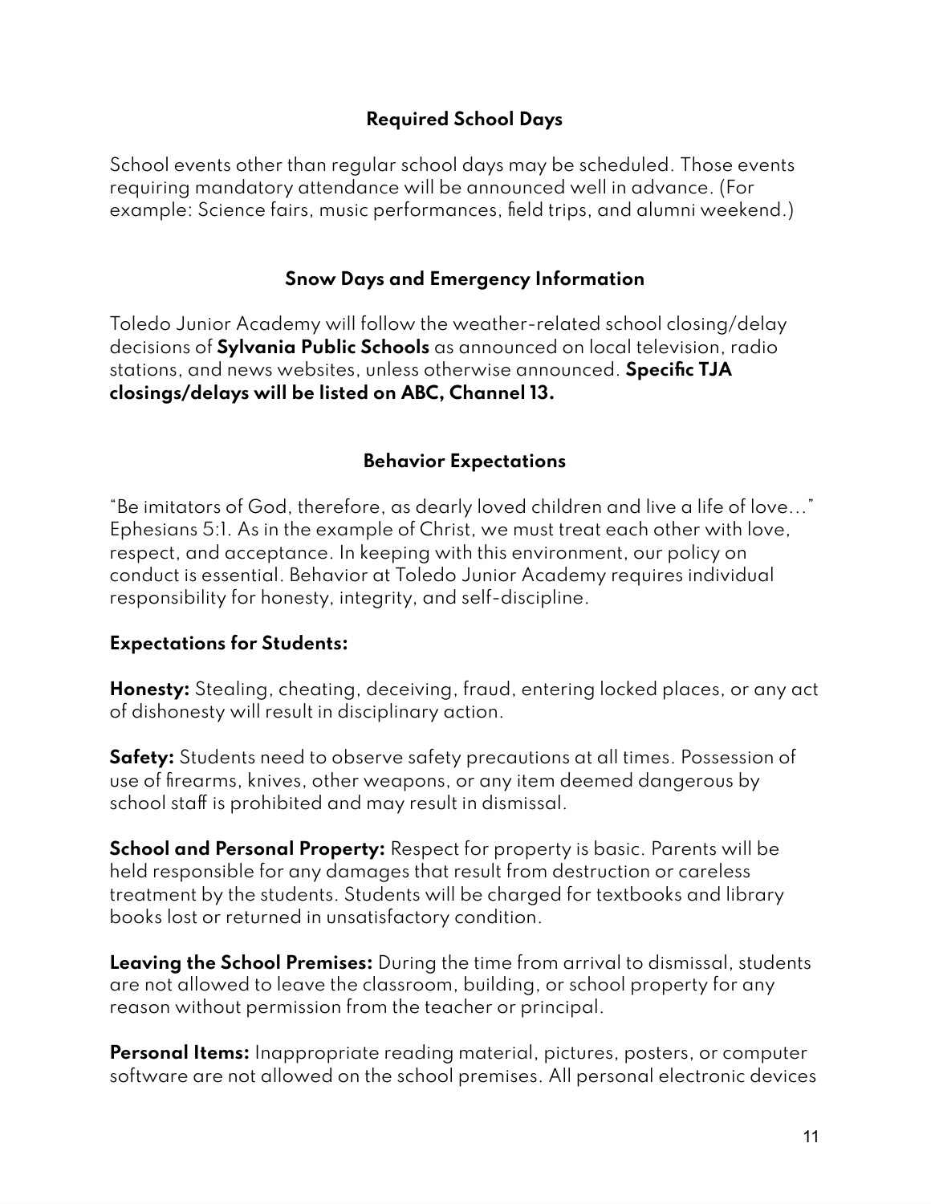## Required School Days

School events other than regular school days may be scheduled. Those events requiring mandatory attendance will be announced well in advance. (For example: Science fairs, music performances, field trips, and alumni weekend.)

## Snow Days and Emergency Information

Toledo Junior Academy will follow the weather-related school closing/delay decisions of **Sylvania Public Schools** as announced on local television, radio stations, and news websites, unless otherwise announced. **Specific TJA closings/delays will be listed on ABC, Channel 13.**

## Behavior Expectations

"Be imitators of God, therefore, as dearly loved children and live a life of love…" Ephesians 5:1. As in the example of Christ, we must treat each other with love, respect, and acceptance. In keeping with this environment, our policy on conduct is essential. Behavior at Toledo Junior Academy requires individual responsibility for honesty, integrity, and self-discipline.

**Expectations for Students:**

**Honesty:** Stealing, cheating, deceiving, fraud, entering locked places, or any act of dishonesty will result in disciplinary action.

**Safety:** Students need to observe safety precautions at all times. Possession of use of firearms, knives, other weapons, or any item deemed dangerous by school staff is prohibited and may result in dismissal.

**School and Personal Property:** Respect for property is basic. Parents will be held responsible for any damages that result from destruction or careless treatment by the students. Students will be charged for textbooks and library books lost or returned in unsatisfactory condition.

**Leaving the School Premises:** During the time from arrival to dismissal, students are not allowed to leave the classroom, building, or school property for any reason without permission from the teacher or principal.

**Personal Items:** Inappropriate reading material, pictures, posters, or computer software are not allowed on the school premises. All personal electronic devices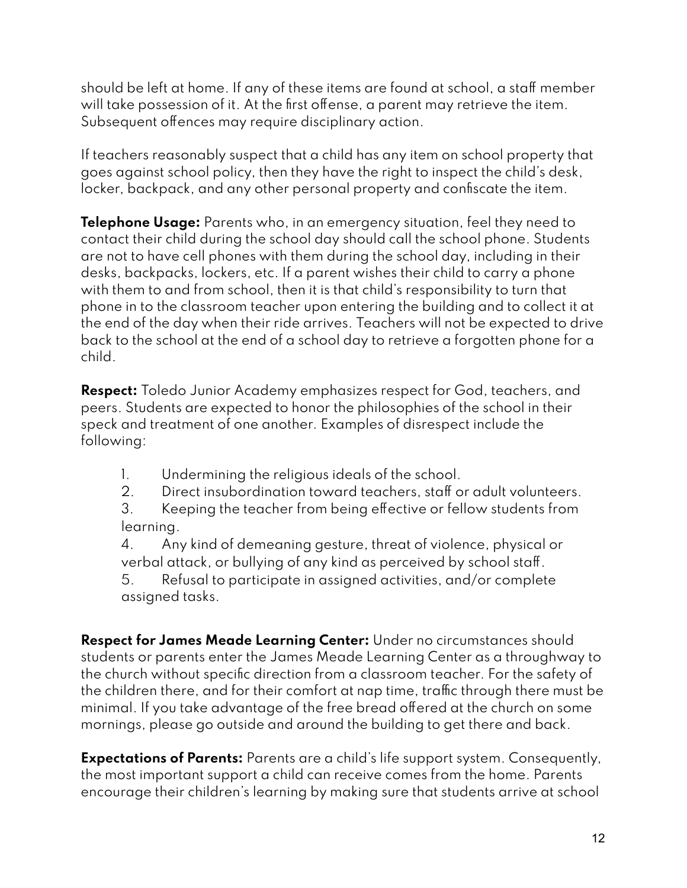should be left at home. If any of these items are found at school, a staff member will take possession of it. At the first offense, a parent may retrieve the item. Subsequent offences may require disciplinary action.

If teachers reasonably suspect that a child has any item on school property that goes against school policy, then they have the right to inspect the child's desk, locker, backpack, and any other personal property and confiscate the item.

**Telephone Usage:** Parents who, in an emergency situation, feel they need to contact their child during the school day should call the school phone. Students are not to have cell phones with them during the school day, including in their desks, backpacks, lockers, etc. If a parent wishes their child to carry a phone with them to and from school, then it is that child's responsibility to turn that phone in to the classroom teacher upon entering the building and to collect it at the end of the day when their ride arrives. Teachers will not be expected to drive back to the school at the end of a school day to retrieve a forgotten phone for a child.

**Respect:** Toledo Junior Academy emphasizes respect for God, teachers, and peers. Students are expected to honor the philosophies of the school in their speck and treatment of one another. Examples of disrespect include the following:

1. Undermining the religious ideals of the school.
2. Direct insubordination toward teachers, staff or adult volunteers.
3. Keeping the teacher from being effective or fellow students from learning.
4. Any kind of demeaning gesture, threat of violence, physical or verbal attack, or bullying of any kind as perceived by school staff.
5. Refusal to participate in assigned activities, and/or complete assigned tasks.

**Respect for James Meade Learning Center:** Under no circumstances should students or parents enter the James Meade Learning Center as a throughway to the church without specific direction from a classroom teacher. For the safety of the children there, and for their comfort at nap time, traffic through there must be minimal. If you take advantage of the free bread offered at the church on some mornings, please go outside and around the building to get there and back.

**Expectations of Parents:** Parents are a child's life support system. Consequently, the most important support a child can receive comes from the home. Parents encourage their children's learning by making sure that students arrive at school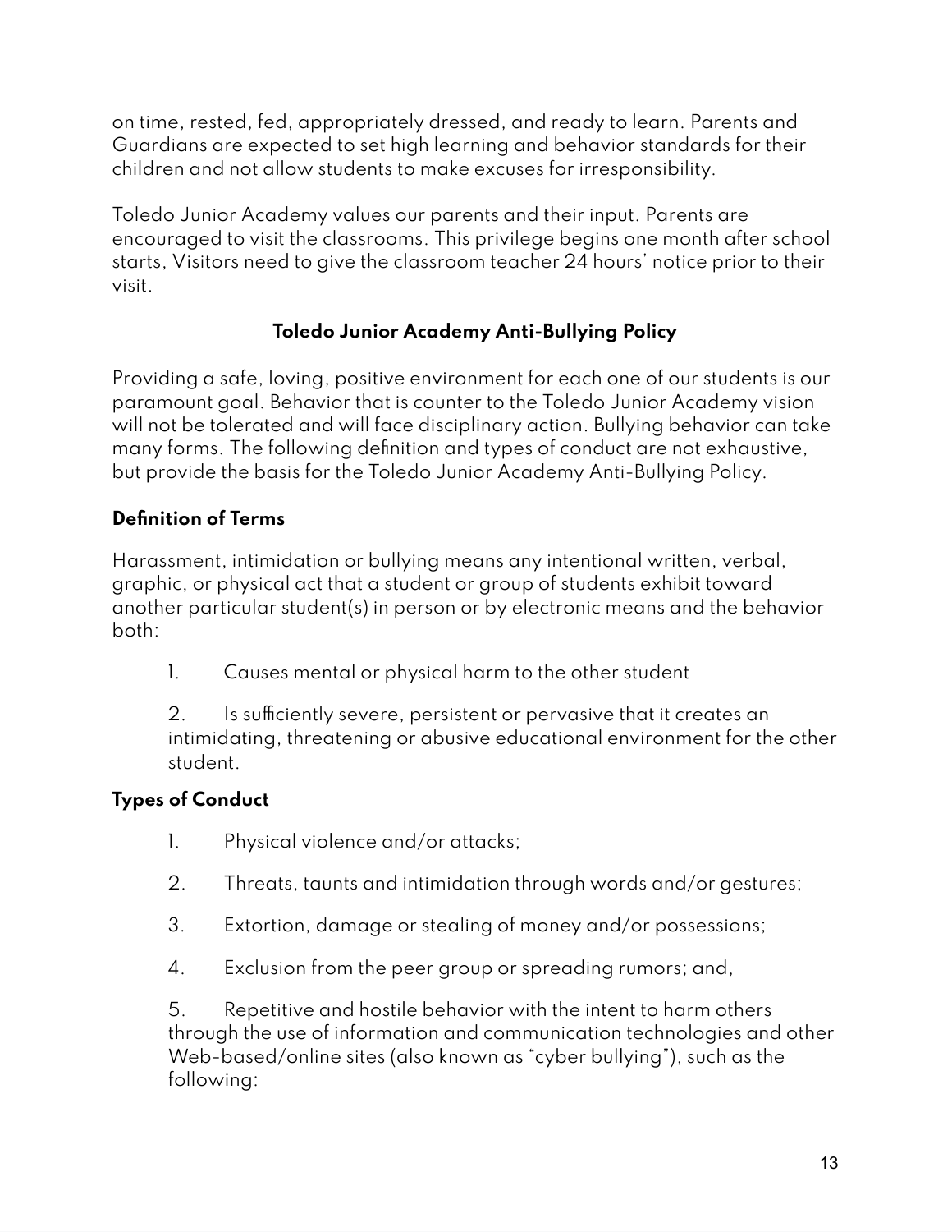on time, rested, fed, appropriately dressed, and ready to learn. Parents and Guardians are expected to set high learning and behavior standards for their children and not allow students to make excuses for irresponsibility.

Toledo Junior Academy values our parents and their input. Parents are encouraged to visit the classrooms. This privilege begins one month after school starts, Visitors need to give the classroom teacher 24 hours' notice prior to their visit.

## Toledo Junior Academy Anti-Bullying Policy

Providing a safe, loving, positive environment for each one of our students is our paramount goal. Behavior that is counter to the Toledo Junior Academy vision will not be tolerated and will face disciplinary action. Bullying behavior can take many forms. The following definition and types of conduct are not exhaustive, but provide the basis for the Toledo Junior Academy Anti-Bullying Policy.

### Definition of Terms

Harassment, intimidation or bullying means any intentional written, verbal, graphic, or physical act that a student or group of students exhibit toward another particular student(s) in person or by electronic means and the behavior both:

1. Causes mental or physical harm to the other student
2. Is sufficiently severe, persistent or pervasive that it creates an intimidating, threatening or abusive educational environment for the other student.

### Types of Conduct

1. Physical violence and/or attacks;
2. Threats, taunts and intimidation through words and/or gestures;
3. Extortion, damage or stealing of money and/or possessions;
4. Exclusion from the peer group or spreading rumors; and,
5. Repetitive and hostile behavior with the intent to harm others through the use of information and communication technologies and other Web-based/online sites (also known as "cyber bullying"), such as the following: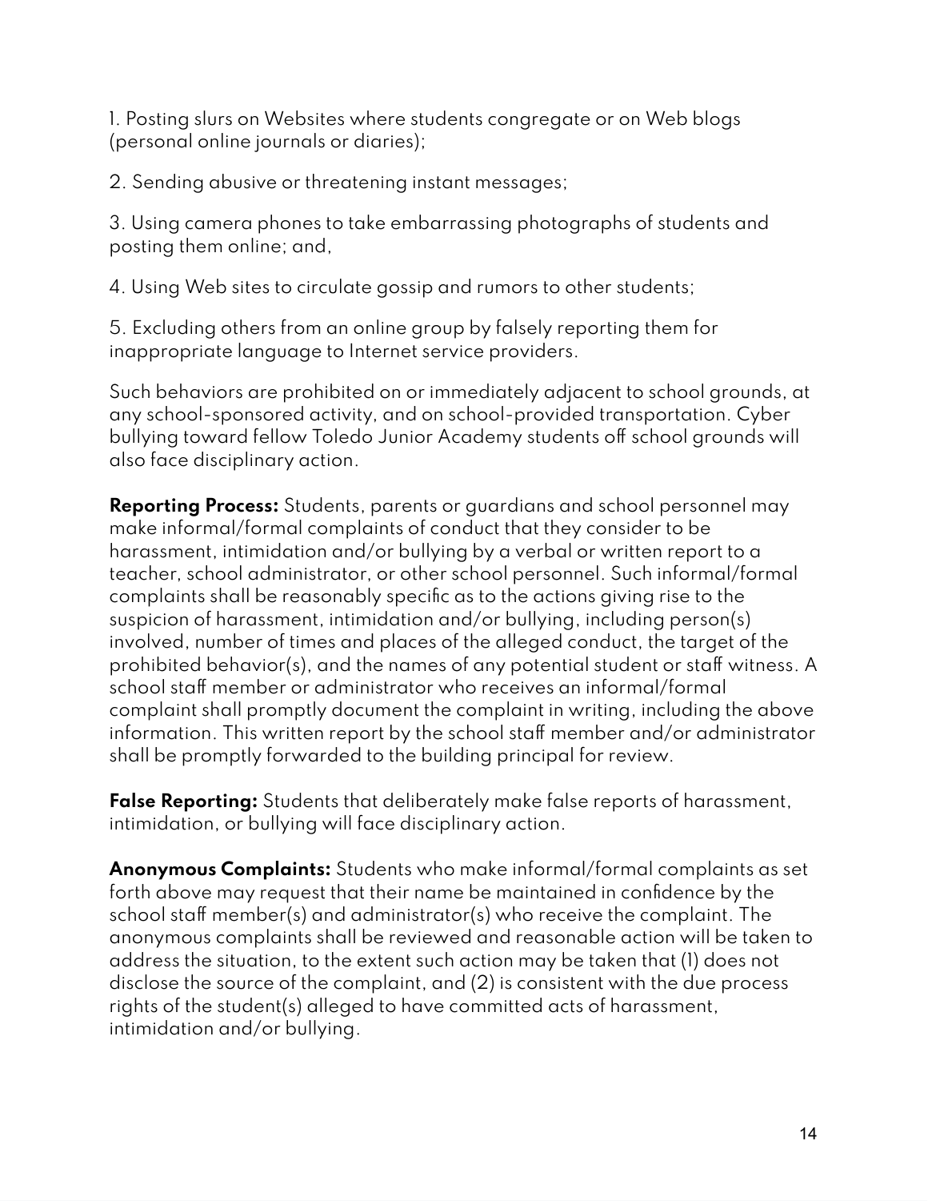1. Posting slurs on Websites where students congregate or on Web blogs (personal online journals or diaries);

2. Sending abusive or threatening instant messages;

3. Using camera phones to take embarrassing photographs of students and posting them online; and,

4. Using Web sites to circulate gossip and rumors to other students;

5. Excluding others from an online group by falsely reporting them for inappropriate language to Internet service providers.

Such behaviors are prohibited on or immediately adjacent to school grounds, at any school-sponsored activity, and on school-provided transportation. Cyber bullying toward fellow Toledo Junior Academy students off school grounds will also face disciplinary action.

**Reporting Process:** Students, parents or guardians and school personnel may make informal/formal complaints of conduct that they consider to be harassment, intimidation and/or bullying by a verbal or written report to a teacher, school administrator, or other school personnel. Such informal/formal complaints shall be reasonably specific as to the actions giving rise to the suspicion of harassment, intimidation and/or bullying, including person(s) involved, number of times and places of the alleged conduct, the target of the prohibited behavior(s), and the names of any potential student or staff witness. A school staff member or administrator who receives an informal/formal complaint shall promptly document the complaint in writing, including the above information. This written report by the school staff member and/or administrator shall be promptly forwarded to the building principal for review.

**False Reporting:** Students that deliberately make false reports of harassment, intimidation, or bullying will face disciplinary action.

**Anonymous Complaints:** Students who make informal/formal complaints as set forth above may request that their name be maintained in confidence by the school staff member(s) and administrator(s) who receive the complaint. The anonymous complaints shall be reviewed and reasonable action will be taken to address the situation, to the extent such action may be taken that (1) does not disclose the source of the complaint, and (2) is consistent with the due process rights of the student(s) alleged to have committed acts of harassment, intimidation and/or bullying.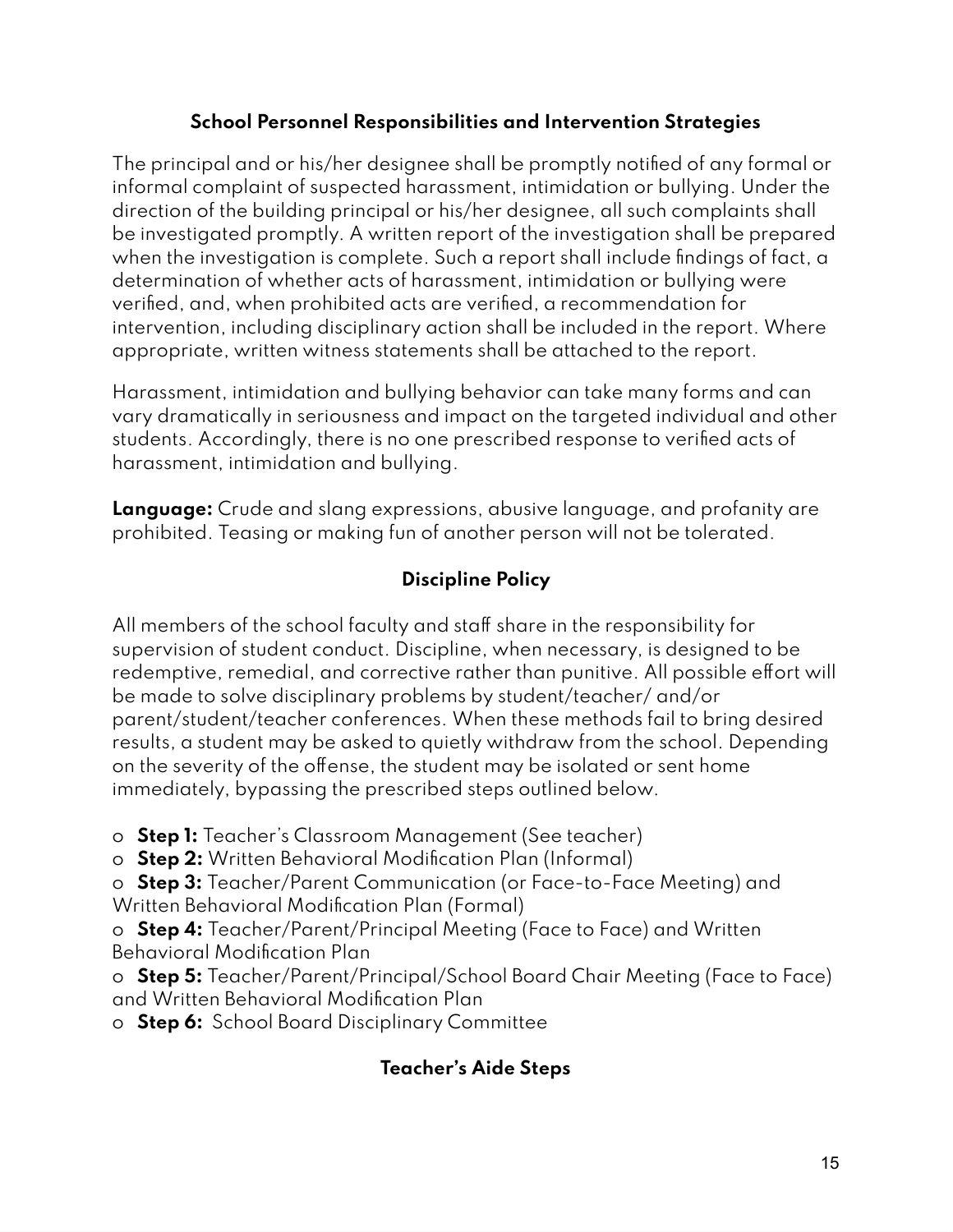### School Personnel Responsibilities and Intervention Strategies

The principal and or his/her designee shall be promptly notified of any formal or informal complaint of suspected harassment, intimidation or bullying. Under the direction of the building principal or his/her designee, all such complaints shall be investigated promptly. A written report of the investigation shall be prepared when the investigation is complete. Such a report shall include findings of fact, a determination of whether acts of harassment, intimidation or bullying were verified, and, when prohibited acts are verified, a recommendation for intervention, including disciplinary action shall be included in the report. Where appropriate, written witness statements shall be attached to the report.

Harassment, intimidation and bullying behavior can take many forms and can vary dramatically in seriousness and impact on the targeted individual and other students. Accordingly, there is no one prescribed response to verified acts of harassment, intimidation and bullying.

**Language:** Crude and slang expressions, abusive language, and profanity are prohibited. Teasing or making fun of another person will not be tolerated.

### Discipline Policy

All members of the school faculty and staff share in the responsibility for supervision of student conduct. Discipline, when necessary, is designed to be redemptive, remedial, and corrective rather than punitive. All possible effort will be made to solve disciplinary problems by student/teacher/ and/or parent/student/teacher conferences. When these methods fail to bring desired results, a student may be asked to quietly withdraw from the school. Depending on the severity of the offense, the student may be isolated or sent home immediately, bypassing the prescribed steps outlined below.

- **Step 1:** Teacher's Classroom Management (See teacher)
- **Step 2:** Written Behavioral Modification Plan (Informal)
- **Step 3:** Teacher/Parent Communication (or Face-to-Face Meeting) and Written Behavioral Modification Plan (Formal)
- **Step 4:** Teacher/Parent/Principal Meeting (Face to Face) and Written Behavioral Modification Plan
- **Step 5:** Teacher/Parent/Principal/School Board Chair Meeting (Face to Face) and Written Behavioral Modification Plan
- **Step 6:** School Board Disciplinary Committee

### Teacher's Aide Steps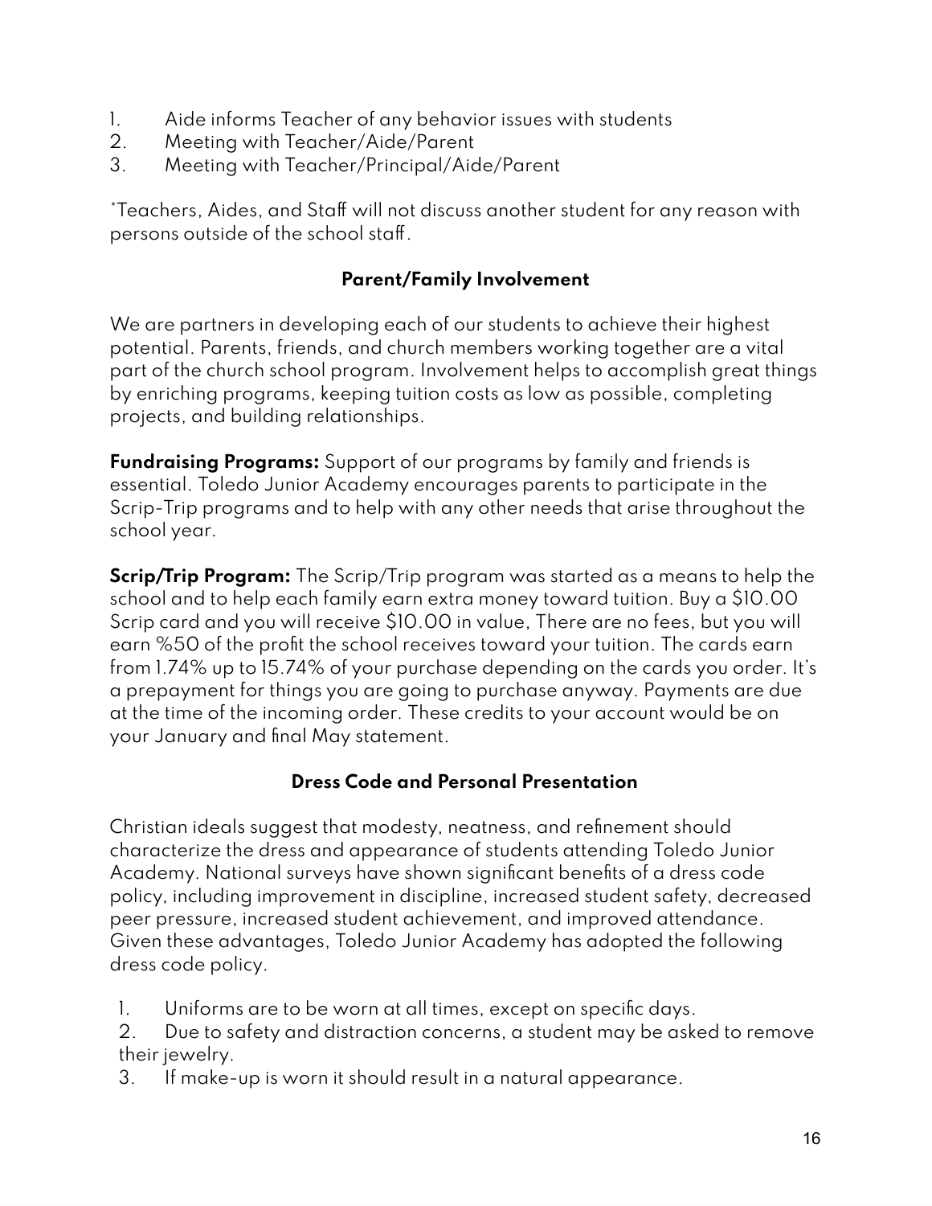1. Aide informs Teacher of any behavior issues with students
2. Meeting with Teacher/Aide/Parent
3. Meeting with Teacher/Principal/Aide/Parent

*Teachers, Aides, and Staff will not discuss another student for any reason with persons outside of the school staff.

## Parent/Family Involvement

We are partners in developing each of our students to achieve their highest potential. Parents, friends, and church members working together are a vital part of the church school program. Involvement helps to accomplish great things by enriching programs, keeping tuition costs as low as possible, completing projects, and building relationships.

**Fundraising Programs:** Support of our programs by family and friends is essential. Toledo Junior Academy encourages parents to participate in the Scrip-Trip programs and to help with any other needs that arise throughout the school year.

**Scrip/Trip Program:** The Scrip/Trip program was started as a means to help the school and to help each family earn extra money toward tuition. Buy a $10.00 Scrip card and you will receive $10.00 in value, There are no fees, but you will earn %50 of the profit the school receives toward your tuition. The cards earn from 1.74% up to 15.74% of your purchase depending on the cards you order. It's a prepayment for things you are going to purchase anyway. Payments are due at the time of the incoming order. These credits to your account would be on your January and final May statement.

## Dress Code and Personal Presentation

Christian ideals suggest that modesty, neatness, and refinement should characterize the dress and appearance of students attending Toledo Junior Academy. National surveys have shown significant benefits of a dress code policy, including improvement in discipline, increased student safety, decreased peer pressure, increased student achievement, and improved attendance. Given these advantages, Toledo Junior Academy has adopted the following dress code policy.

1. Uniforms are to be worn at all times, except on specific days.
2. Due to safety and distraction concerns, a student may be asked to remove their jewelry.
3. If make-up is worn it should result in a natural appearance.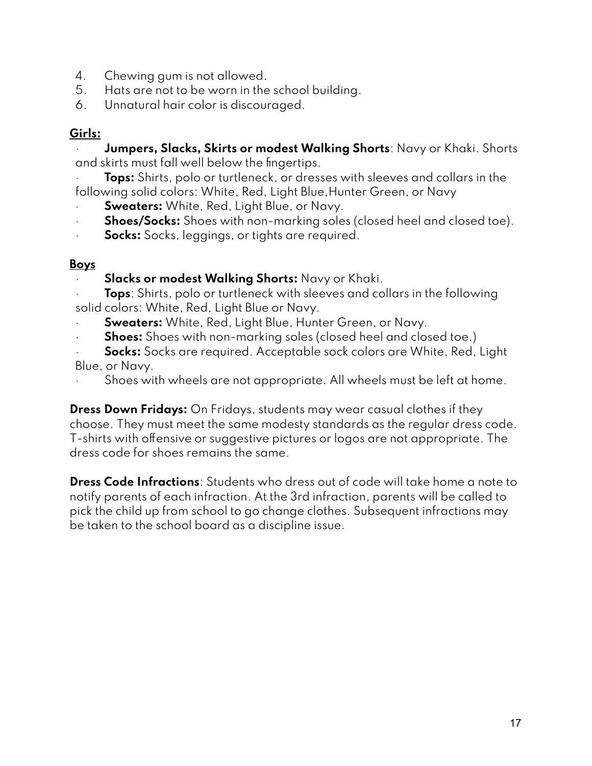4. Chewing gum is not allowed.
5. Hats are not to be worn in the school building.
6. Unnatural hair color is discouraged.

**Girls:**

- **Jumpers, Slacks, Skirts or modest Walking Shorts**: Navy or Khaki. Shorts and skirts must fall well below the fingertips.
- **Tops:** Shirts, polo or turtleneck, or dresses with sleeves and collars in the following solid colors: White, Red, Light Blue,Hunter Green, or Navy
- **Sweaters:** White, Red, Light Blue, or Navy.
- **Shoes/Socks:** Shoes with non-marking soles (closed heel and closed toe).
- **Socks:** Socks, leggings, or tights are required.

**Boys**

- **Slacks or modest Walking Shorts:** Navy or Khaki.
- **Tops**: Shirts, polo or turtleneck with sleeves and collars in the following solid colors: White, Red, Light Blue or Navy.
- **Sweaters:** White, Red, Light Blue, Hunter Green, or Navy.
- **Shoes:** Shoes with non-marking soles (closed heel and closed toe.)
- **Socks:** Socks are required. Acceptable sock colors are White, Red, Light Blue, or Navy.
- Shoes with wheels are not appropriate. All wheels must be left at home.

**Dress Down Fridays:** On Fridays, students may wear casual clothes if they choose. They must meet the same modesty standards as the regular dress code. T-shirts with offensive or suggestive pictures or logos are not appropriate. The dress code for shoes remains the same.

**Dress Code Infractions**: Students who dress out of code will take home a note to notify parents of each infraction. At the 3rd infraction, parents will be called to pick the child up from school to go change clothes. Subsequent infractions may be taken to the school board as a discipline issue.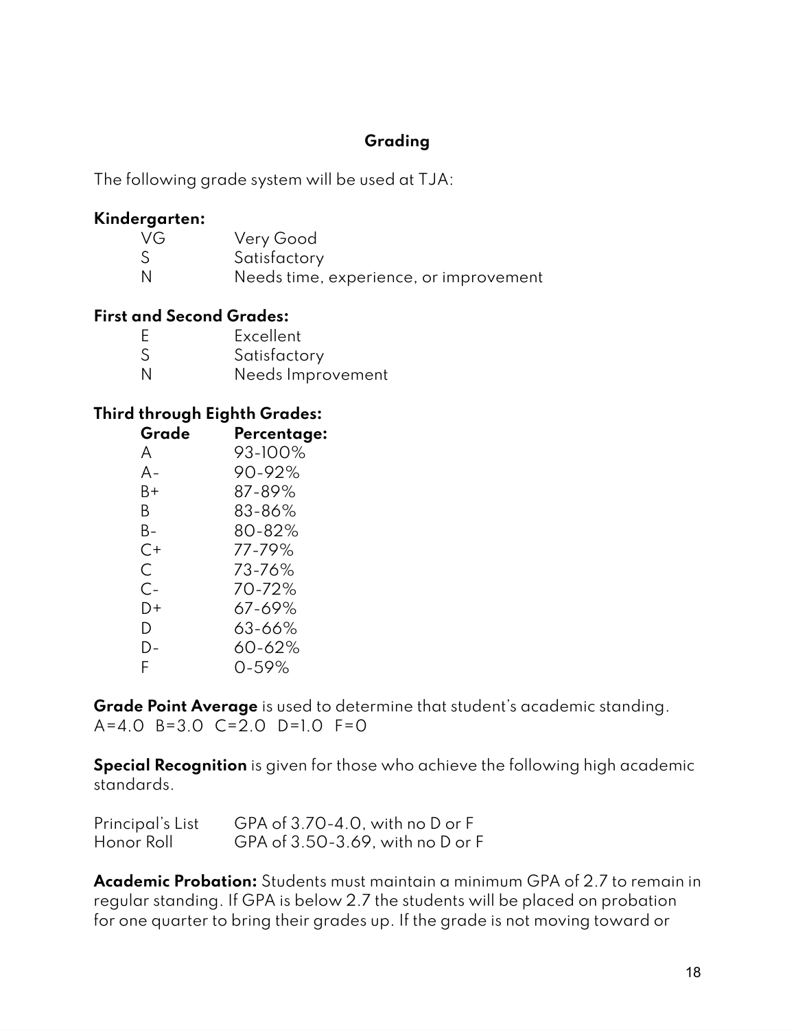## Grading

The following grade system will be used at TJA:

**Kindergarten:**

| | |
|---|---|
| VG | Very Good |
| S | Satisfactory |
| N | Needs time, experience, or improvement |

**First and Second Grades:**

| | |
|---|---|
| E | Excellent |
| S | Satisfactory |
| N | Needs Improvement |

**Third through Eighth Grades:**

| Grade | Percentage: |
|---|---|
| A | 93-100% |
| A- | 90-92% |
| B+ | 87-89% |
| B | 83-86% |
| B- | 80-82% |
| C+ | 77-79% |
| C | 73-76% |
| C- | 70-72% |
| D+ | 67-69% |
| D | 63-66% |
| D- | 60-62% |
| F | 0-59% |

**Grade Point Average** is used to determine that student's academic standing.
A=4.0 B=3.0 C=2.0 D=1.0 F=0

**Special Recognition** is given for those who achieve the following high academic standards.

| | |
|---|---|
| Principal's List | GPA of 3.70-4.0, with no D or F |
| Honor Roll | GPA of 3.50-3.69, with no D or F |

**Academic Probation:** Students must maintain a minimum GPA of 2.7 to remain in regular standing. If GPA is below 2.7 the students will be placed on probation for one quarter to bring their grades up. If the grade is not moving toward or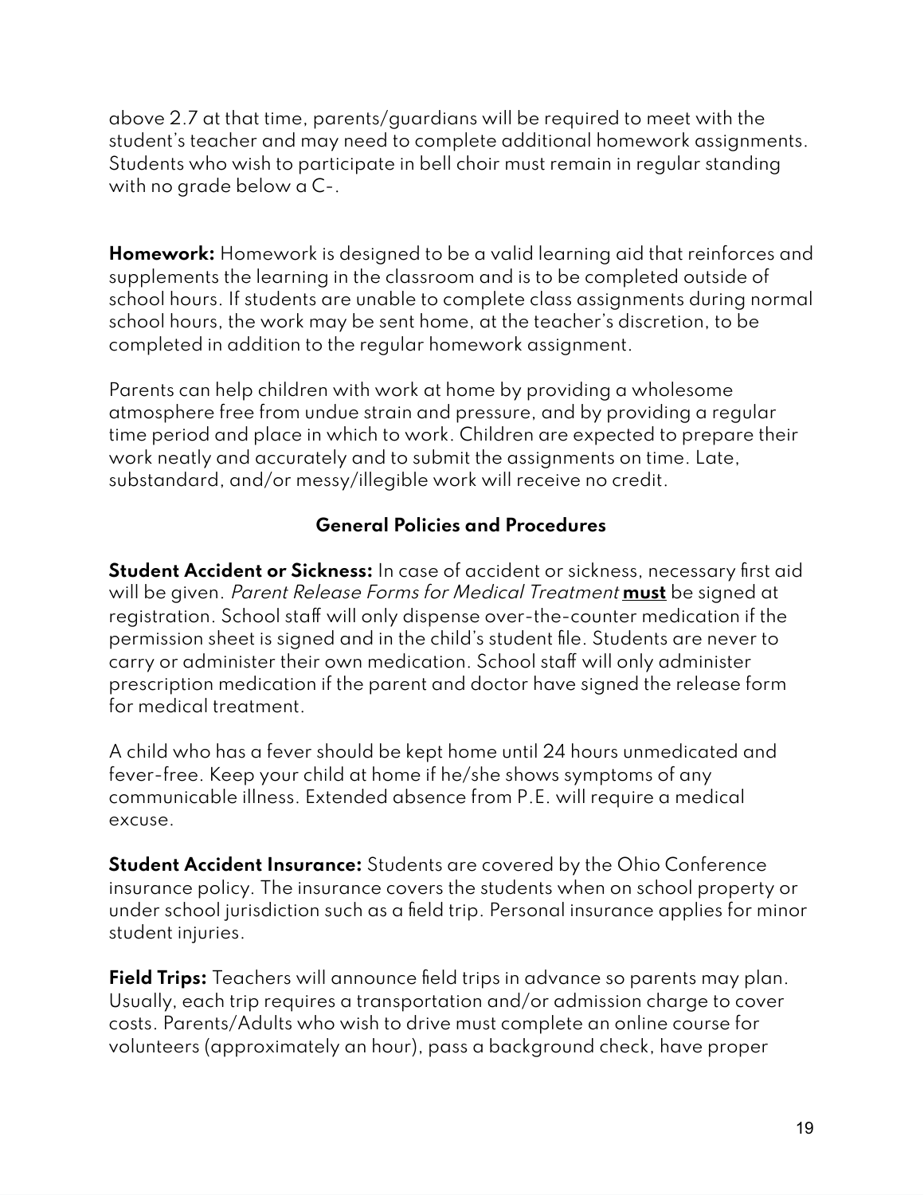above 2.7 at that time, parents/guardians will be required to meet with the student's teacher and may need to complete additional homework assignments. Students who wish to participate in bell choir must remain in regular standing with no grade below a C-.

**Homework:** Homework is designed to be a valid learning aid that reinforces and supplements the learning in the classroom and is to be completed outside of school hours. If students are unable to complete class assignments during normal school hours, the work may be sent home, at the teacher's discretion, to be completed in addition to the regular homework assignment.

Parents can help children with work at home by providing a wholesome atmosphere free from undue strain and pressure, and by providing a regular time period and place in which to work. Children are expected to prepare their work neatly and accurately and to submit the assignments on time. Late, substandard, and/or messy/illegible work will receive no credit.

## General Policies and Procedures

**Student Accident or Sickness:** In case of accident or sickness, necessary first aid will be given. *Parent Release Forms for Medical Treatment* **must** be signed at registration. School staff will only dispense over-the-counter medication if the permission sheet is signed and in the child's student file. Students are never to carry or administer their own medication. School staff will only administer prescription medication if the parent and doctor have signed the release form for medical treatment.

A child who has a fever should be kept home until 24 hours unmedicated and fever-free. Keep your child at home if he/she shows symptoms of any communicable illness. Extended absence from P.E. will require a medical excuse.

**Student Accident Insurance:** Students are covered by the Ohio Conference insurance policy. The insurance covers the students when on school property or under school jurisdiction such as a field trip. Personal insurance applies for minor student injuries.

**Field Trips:** Teachers will announce field trips in advance so parents may plan. Usually, each trip requires a transportation and/or admission charge to cover costs. Parents/Adults who wish to drive must complete an online course for volunteers (approximately an hour), pass a background check, have proper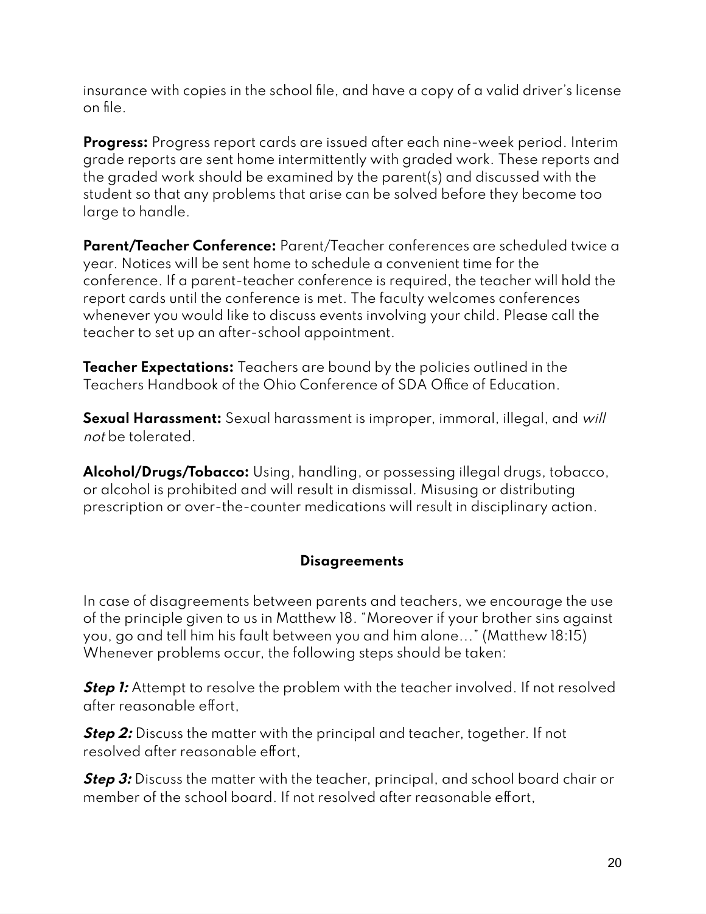insurance with copies in the school file, and have a copy of a valid driver's license on file.

**Progress:** Progress report cards are issued after each nine-week period. Interim grade reports are sent home intermittently with graded work. These reports and the graded work should be examined by the parent(s) and discussed with the student so that any problems that arise can be solved before they become too large to handle.

**Parent/Teacher Conference:** Parent/Teacher conferences are scheduled twice a year. Notices will be sent home to schedule a convenient time for the conference. If a parent-teacher conference is required, the teacher will hold the report cards until the conference is met. The faculty welcomes conferences whenever you would like to discuss events involving your child. Please call the teacher to set up an after-school appointment.

**Teacher Expectations:** Teachers are bound by the policies outlined in the Teachers Handbook of the Ohio Conference of SDA Office of Education.

**Sexual Harassment:** Sexual harassment is improper, immoral, illegal, and *will not* be tolerated.

**Alcohol/Drugs/Tobacco:** Using, handling, or possessing illegal drugs, tobacco, or alcohol is prohibited and will result in dismissal. Misusing or distributing prescription or over-the-counter medications will result in disciplinary action.

### Disagreements

In case of disagreements between parents and teachers, we encourage the use of the principle given to us in Matthew 18. "Moreover if your brother sins against you, go and tell him his fault between you and him alone…" (Matthew 18:15) Whenever problems occur, the following steps should be taken:

***Step 1:*** Attempt to resolve the problem with the teacher involved. If not resolved after reasonable effort,

***Step 2:*** Discuss the matter with the principal and teacher, together. If not resolved after reasonable effort,

***Step 3:*** Discuss the matter with the teacher, principal, and school board chair or member of the school board. If not resolved after reasonable effort,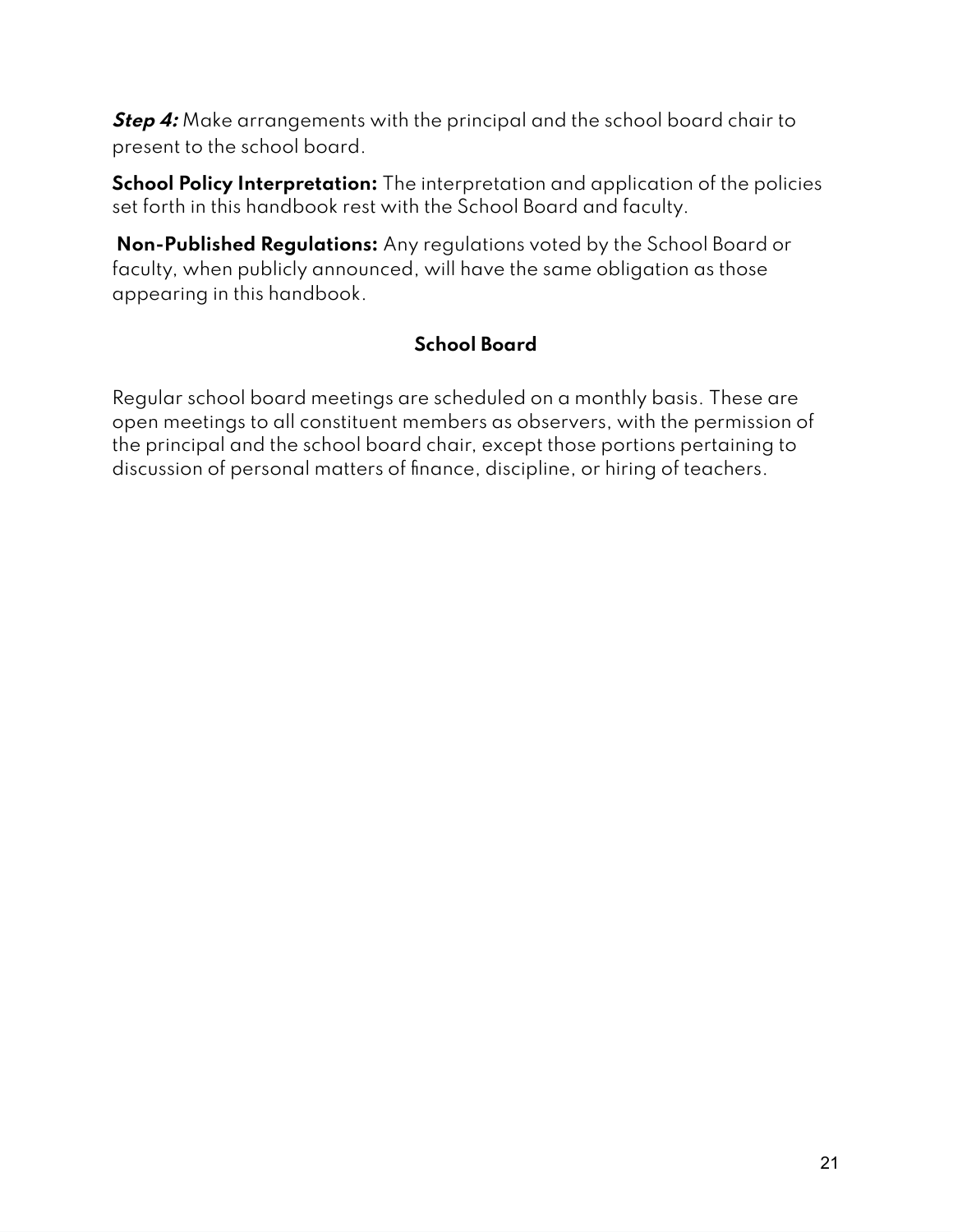***Step 4:*** Make arrangements with the principal and the school board chair to present to the school board.

**School Policy Interpretation:** The interpretation and application of the policies set forth in this handbook rest with the School Board and faculty.

**Non-Published Regulations:** Any regulations voted by the School Board or faculty, when publicly announced, will have the same obligation as those appearing in this handbook.

## School Board

Regular school board meetings are scheduled on a monthly basis. These are open meetings to all constituent members as observers, with the permission of the principal and the school board chair, except those portions pertaining to discussion of personal matters of finance, discipline, or hiring of teachers.